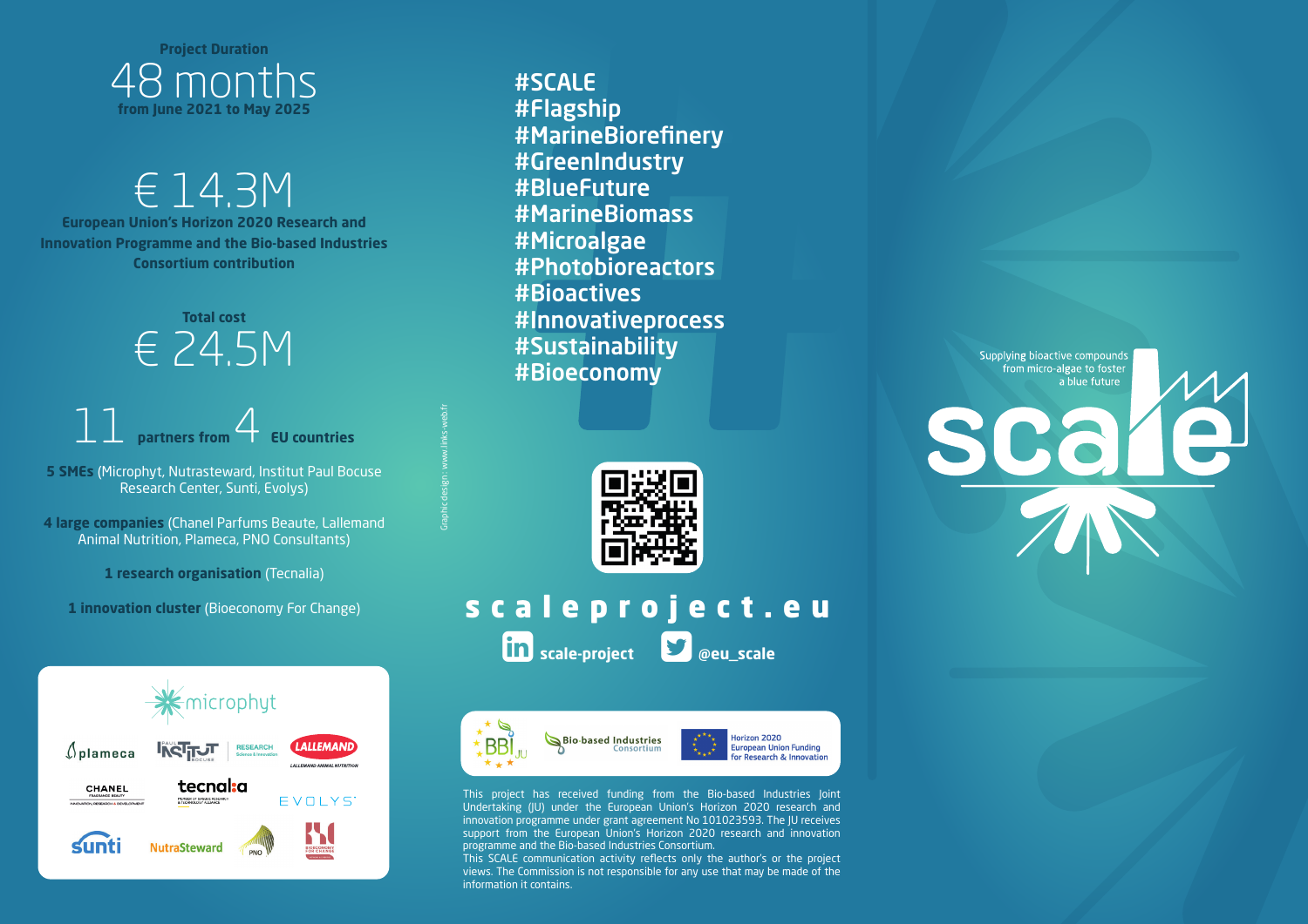**Project Duration**

# 48 months

**from June 2021 to May 2025**

# € 14.3M

**European Union's Horizon 2020 Research and Innovation Programme and the Bio-based Industries Consortium contribution**

**Total cost**

# € 24.5M

# 11 partners from 4 EU countries

**5 SMEs** (Microphyt, Nutrasteward, Institut Paul Bocuse Research Center, Sunti, Evolys)

**4 large companies** (Chanel Parfums Beaute, Lallemand Animal Nutrition, Plameca, PNO Consultants)

**1 research organisation** (Tecnalia)

**1 innovation cluster** (Bioeconomy For Change)

Graphic design : www.links-web.fr

**#SCALE**
**#Flagship**
**#MarineBiorefinery**
**#GreenIndustry**
**#BlueFuture**
**#MarineBiomass**
**#Microalgae**
**#Photobioreactors**
**#Bioactives**
**#Innovativeprocess**
**#Sustainability**
**#Bioeconomy**

**scaleproject.eu**

**scale-project** **@eu_scale**

Bio-based Industries Consortium

Horizon 2020 European Union Funding for Research & Innovation

This project has received funding from the Bio-based Industries Joint Undertaking (JU) under the European Union's Horizon 2020 research and innovation programme under grant agreement No 101023593. The JU receives support from the European Union's Horizon 2020 research and innovation programme and the Bio-based Industries Consortium.
This SCALE communication activity reflects only the author's or the project views. The Commission is not responsible for any use that may be made of the information it contains.

Supplying bioactive compounds from micro-algae to foster a blue future

# scale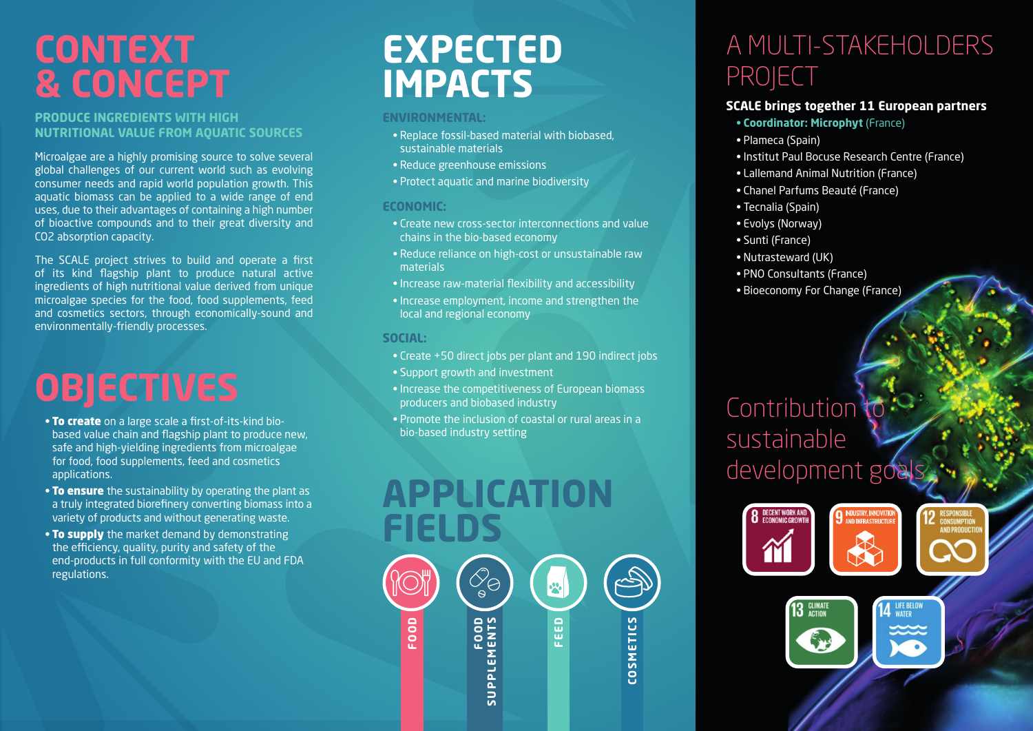# CONTEXT & CONCEPT

## PRODUCE INGREDIENTS WITH HIGH NUTRITIONAL VALUE FROM AQUATIC SOURCES

Microalgae are a highly promising source to solve several global challenges of our current world such as evolving consumer needs and rapid world population growth. This aquatic biomass can be applied to a wide range of end uses, due to their advantages of containing a high number of bioactive compounds and to their great diversity and $CO_2$ absorption capacity.

The SCALE project strives to build and operate a first of its kind flagship plant to produce natural active ingredients of high nutritional value derived from unique microalgae species for the food, food supplements, feed and cosmetics sectors, through economically-sound and environmentally-friendly processes.

# OBJECTIVES

- **To create** on a large scale a first-of-its-kind bio-based value chain and flagship plant to produce new, safe and high-yielding ingredients from microalgae for food, food supplements, feed and cosmetics applications.
- **To ensure** the sustainability by operating the plant as a truly integrated biorefinery converting biomass into a variety of products and without generating waste.
- **To supply** the market demand by demonstrating the efficiency, quality, purity and safety of the end-products in full conformity with the EU and FDA regulations.

# EXPECTED IMPACTS

## ENVIRONMENTAL:

- Replace fossil-based material with biobased, sustainable materials
- Reduce greenhouse emissions
- Protect aquatic and marine biodiversity

## ECONOMIC:

- Create new cross-sector interconnections and value chains in the bio-based economy
- Reduce reliance on high-cost or unsustainable raw materials
- Increase raw-material flexibility and accessibility
- Increase employment, income and strengthen the local and regional economy

## SOCIAL:

- Create +50 direct jobs per plant and 190 indirect jobs
- Support growth and investment
- Increase the competitiveness of European biomass producers and biobased industry
- Promote the inclusion of coastal or rural areas in a bio-based industry setting

# APPLICATION FIELDS

FOOD

FOOD SUPPLEMENTS

FEED

COSMETICS

# A MULTI-STAKEHOLDERS PROJECT

**SCALE brings together 11 European partners**

- **Coordinator: Microphyt** (France)
- Plameca (Spain)
- Institut Paul Bocuse Research Centre (France)
- Lallemand Animal Nutrition (France)
- Chanel Parfums Beauté (France)
- Tecnalia (Spain)
- Evolys (Norway)
- Sunti (France)
- Nutrasteward (UK)
- PNO Consultants (France)
- Bioeconomy For Change (France)

## Contribution to sustainable development goals

8 DECENT WORK AND ECONOMIC GROWTH

9 INDUSTRY, INNOVATION AND INFRASTRUCTURE

12 RESPONSIBLE CONSUMPTION AND PRODUCTION

13 CLIMATE ACTION

14 LIFE BELOW WATER